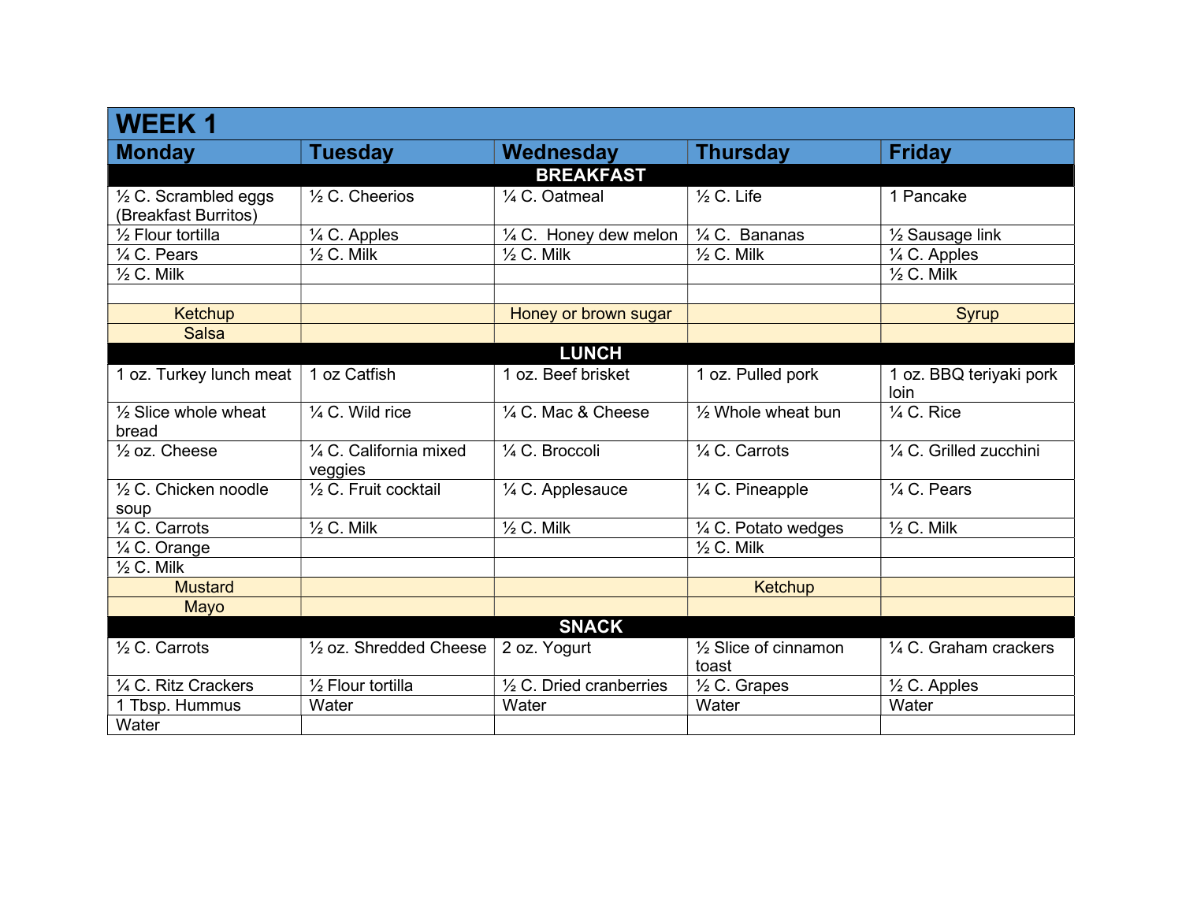# WEEK 1

| Monday | Tuesday | Wednesday | Thursday | Friday |
|---|---|---|---|---|
| **BREAKFAST** | | | | |
| ½ C. Scrambled eggs (Breakfast Burritos) | ½ C. Cheerios | ¼ C. Oatmeal | ½ C. Life | 1 Pancake |
| ½ Flour tortilla | ¼ C. Apples | ¼ C. Honey dew melon | ¼ C. Bananas | ½ Sausage link |
| ¼ C. Pears | ½ C. Milk | ½ C. Milk | ½ C. Milk | ¼ C. Apples |
| ½ C. Milk | | | | ½ C. Milk |
| | | | | |
| Ketchup | | Honey or brown sugar | | Syrup |
| Salsa | | | | |
| **LUNCH** | | | | |
| 1 oz. Turkey lunch meat | 1 oz Catfish | 1 oz. Beef brisket | 1 oz. Pulled pork | 1 oz. BBQ teriyaki pork loin |
| ½ Slice whole wheat bread | ¼ C. Wild rice | ¼ C. Mac & Cheese | ½ Whole wheat bun | ¼ C. Rice |
| ½ oz. Cheese | ¼ C. California mixed veggies | ¼ C. Broccoli | ¼ C. Carrots | ¼ C. Grilled zucchini |
| ½ C. Chicken noodle soup | ½ C. Fruit cocktail | ¼ C. Applesauce | ¼ C. Pineapple | ¼ C. Pears |
| ¼ C. Carrots | ½ C. Milk | ½ C. Milk | ¼ C. Potato wedges | ½ C. Milk |
| ¼ C. Orange | | | ½ C. Milk | |
| ½ C. Milk | | | | |
| Mustard | | | Ketchup | |
| Mayo | | | | |
| **SNACK** | | | | |
| ½ C. Carrots | ½ oz. Shredded Cheese | 2 oz. Yogurt | ½ Slice of cinnamon toast | ¼ C. Graham crackers |
| ¼ C. Ritz Crackers | ½ Flour tortilla | ½ C. Dried cranberries | ½ C. Grapes | ½ C. Apples |
| 1 Tbsp. Hummus | Water | Water | Water | Water |
| Water | | | | |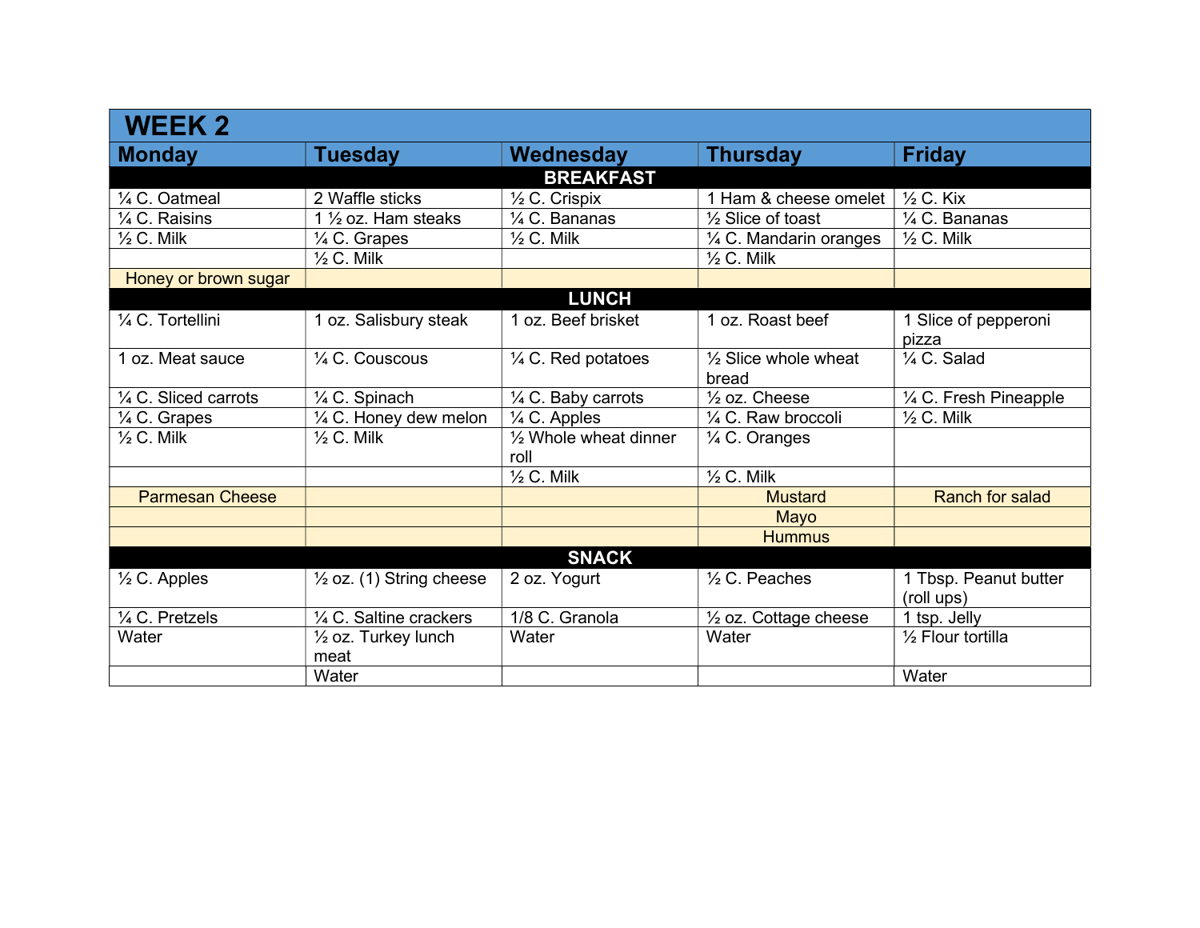## WEEK 2

| Monday | Tuesday | Wednesday | Thursday | Friday |
|---|---|---|---|---|
| **BREAKFAST** | | | | |
| ¼ C. Oatmeal | 2 Waffle sticks | ½ C. Crispix | 1 Ham & cheese omelet | ½ C. Kix |
| ¼ C. Raisins | 1 ½ oz. Ham steaks | ¼ C. Bananas | ½ Slice of toast | ¼ C. Bananas |
| ½ C. Milk | ¼ C. Grapes | ½ C. Milk | ¼ C. Mandarin oranges | ½ C. Milk |
| | ½ C. Milk | | ½ C. Milk | |
| Honey or brown sugar | | | | |
| **LUNCH** | | | | |
| ¼ C. Tortellini | 1 oz. Salisbury steak | 1 oz. Beef brisket | 1 oz. Roast beef | 1 Slice of pepperoni pizza |
| 1 oz. Meat sauce | ¼ C. Couscous | ¼ C. Red potatoes | ½ Slice whole wheat bread | ¼ C. Salad |
| ¼ C. Sliced carrots | ¼ C. Spinach | ¼ C. Baby carrots | ½ oz. Cheese | ¼ C. Fresh Pineapple |
| ¼ C. Grapes | ¼ C. Honey dew melon | ¼ C. Apples | ¼ C. Raw broccoli | ½ C. Milk |
| ½ C. Milk | ½ C. Milk | ½ Whole wheat dinner roll | ¼ C. Oranges | |
| | | ½ C. Milk | ½ C. Milk | |
| Parmesan Cheese | | | Mustard | Ranch for salad |
| | | | Mayo | |
| | | | Hummus | |
| **SNACK** | | | | |
| ½ C. Apples | ½ oz. (1) String cheese | 2 oz. Yogurt | ½ C. Peaches | 1 Tbsp. Peanut butter (roll ups) |
| ¼ C. Pretzels | ¼ C. Saltine crackers | 1/8 C. Granola | ½ oz. Cottage cheese | 1 tsp. Jelly |
| Water | ½ oz. Turkey lunch meat | Water | Water | ½ Flour tortilla |
| | Water | | | Water |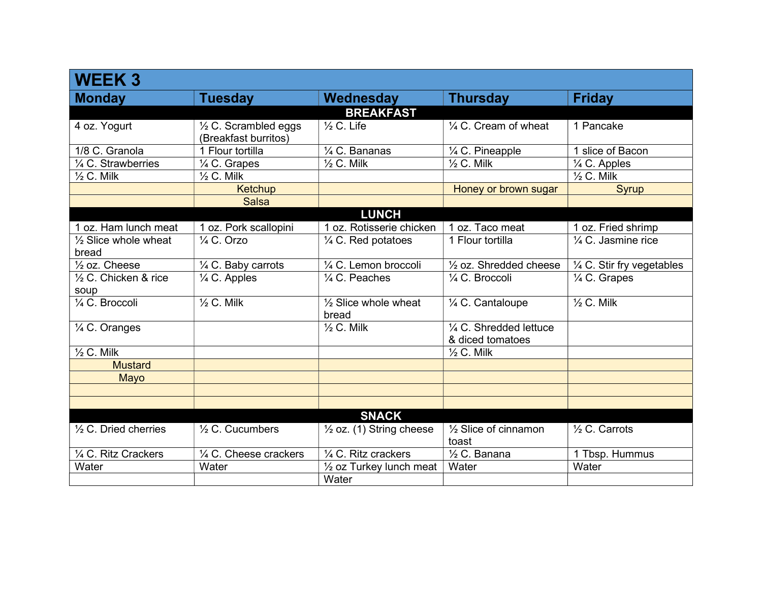# WEEK 3

| Monday | Tuesday | Wednesday | Thursday | Friday |
|---|---|---|---|---|
| **BREAKFAST** | | | | |
| 4 oz. Yogurt | ½ C. Scrambled eggs (Breakfast burritos) | ½ C. Life | ¼ C. Cream of wheat | 1 Pancake |
| 1/8 C. Granola | 1 Flour tortilla | ¼ C. Bananas | ¼ C. Pineapple | 1 slice of Bacon |
| ¼ C. Strawberries | ¼ C. Grapes | ½ C. Milk | ½ C. Milk | ¼ C. Apples |
| ½ C. Milk | ½ C. Milk | | | ½ C. Milk |
| | Ketchup | | Honey or brown sugar | Syrup |
| | Salsa | | | |
| **LUNCH** | | | | |
| 1 oz. Ham lunch meat | 1 oz. Pork scallopini | 1 oz. Rotisserie chicken | 1 oz. Taco meat | 1 oz. Fried shrimp |
| ½ Slice whole wheat bread | ¼ C. Orzo | ¼ C. Red potatoes | 1 Flour tortilla | ¼ C. Jasmine rice |
| ½ oz. Cheese | ¼ C. Baby carrots | ¼ C. Lemon broccoli | ½ oz. Shredded cheese | ¼ C. Stir fry vegetables |
| ½ C. Chicken & rice soup | ¼ C. Apples | ¼ C. Peaches | ¼ C. Broccoli | ¼ C. Grapes |
| ¼ C. Broccoli | ½ C. Milk | ½ Slice whole wheat bread | ¼ C. Cantaloupe | ½ C. Milk |
| ¼ C. Oranges | | ½ C. Milk | ¼ C. Shredded lettuce & diced tomatoes | |
| ½ C. Milk | | | ½ C. Milk | |
| Mustard | | | | |
| Mayo | | | | |
| | | | | |
| | | | | |
| **SNACK** | | | | |
| ½ C. Dried cherries | ½ C. Cucumbers | ½ oz. (1) String cheese | ½ Slice of cinnamon toast | ½ C. Carrots |
| ¼ C. Ritz Crackers | ¼ C. Cheese crackers | ¼ C. Ritz crackers | ½ C. Banana | 1 Tbsp. Hummus |
| Water | Water | ½ oz Turkey lunch meat | Water | Water |
| | | Water | | |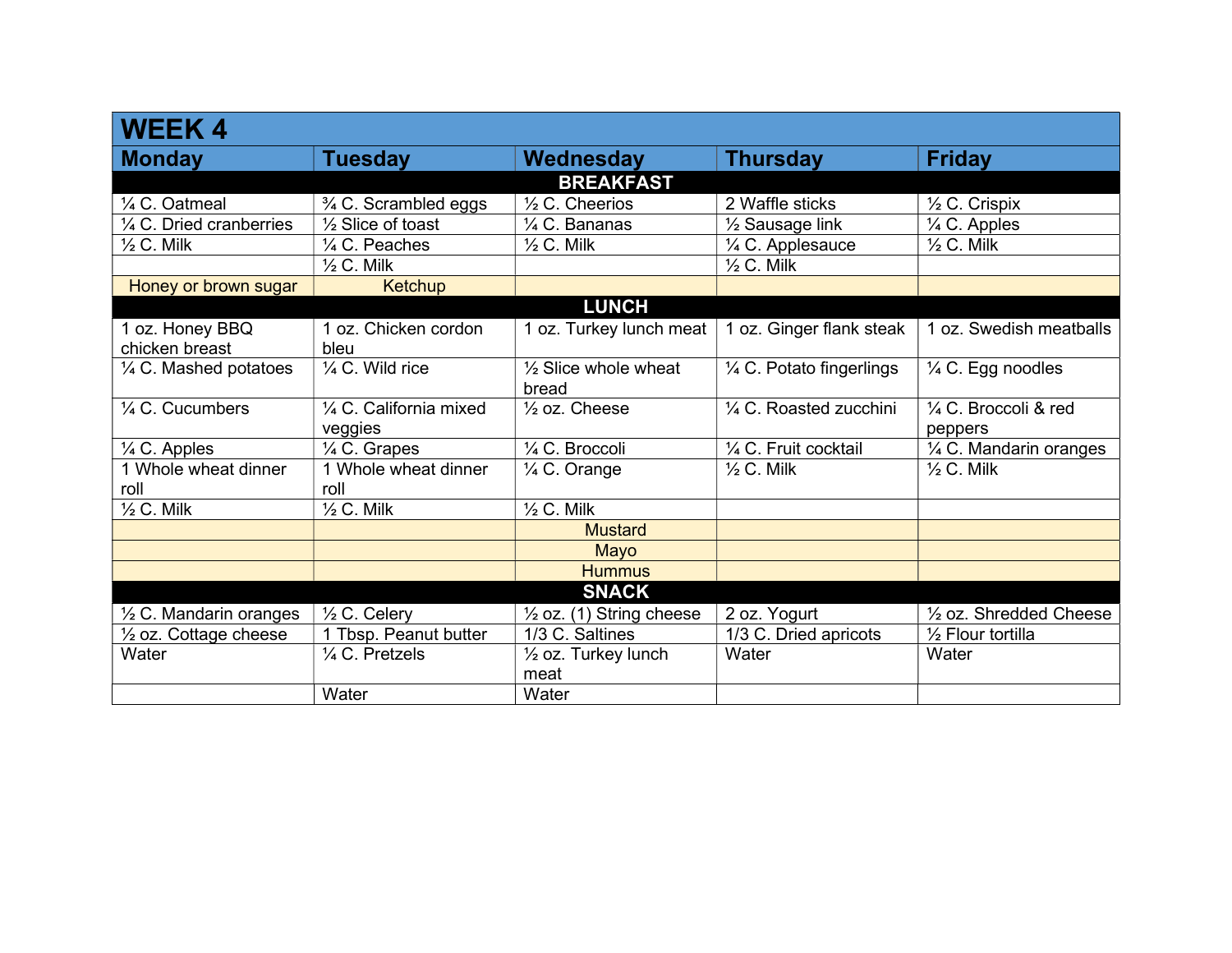# WEEK 4

| Monday | Tuesday | Wednesday | Thursday | Friday |
|---|---|---|---|---|
| **BREAKFAST** | | | | |
| ¼ C. Oatmeal | ¾ C. Scrambled eggs | ½ C. Cheerios | 2 Waffle sticks | ½ C. Crispix |
| ¼ C. Dried cranberries | ½ Slice of toast | ¼ C. Bananas | ½ Sausage link | ¼ C. Apples |
| ½ C. Milk | ¼ C. Peaches | ½ C. Milk | ¼ C. Applesauce | ½ C. Milk |
| | ½ C. Milk | | ½ C. Milk | |
| Honey or brown sugar | Ketchup | | | |
| **LUNCH** | | | | |
| 1 oz. Honey BBQ chicken breast | 1 oz. Chicken cordon bleu | 1 oz. Turkey lunch meat | 1 oz. Ginger flank steak | 1 oz. Swedish meatballs |
| ¼ C. Mashed potatoes | ¼ C. Wild rice | ½ Slice whole wheat bread | ¼ C. Potato fingerlings | ¼ C. Egg noodles |
| ¼ C. Cucumbers | ¼ C. California mixed veggies | ½ oz. Cheese | ¼ C. Roasted zucchini | ¼ C. Broccoli & red peppers |
| ¼ C. Apples | ¼ C. Grapes | ¼ C. Broccoli | ¼ C. Fruit cocktail | ¼ C. Mandarin oranges |
| 1 Whole wheat dinner roll | 1 Whole wheat dinner roll | ¼ C. Orange | ½ C. Milk | ½ C. Milk |
| ½ C. Milk | ½ C. Milk | ½ C. Milk | | |
| | | Mustard | | |
| | | Mayo | | |
| | | Hummus | | |
| **SNACK** | | | | |
| ½ C. Mandarin oranges | ½ C. Celery | ½ oz. (1) String cheese | 2 oz. Yogurt | ½ oz. Shredded Cheese |
| ½ oz. Cottage cheese | 1 Tbsp. Peanut butter | 1/3 C. Saltines | 1/3 C. Dried apricots | ½ Flour tortilla |
| Water | ¼ C. Pretzels | ½ oz. Turkey lunch meat | Water | Water |
| | Water | Water | | |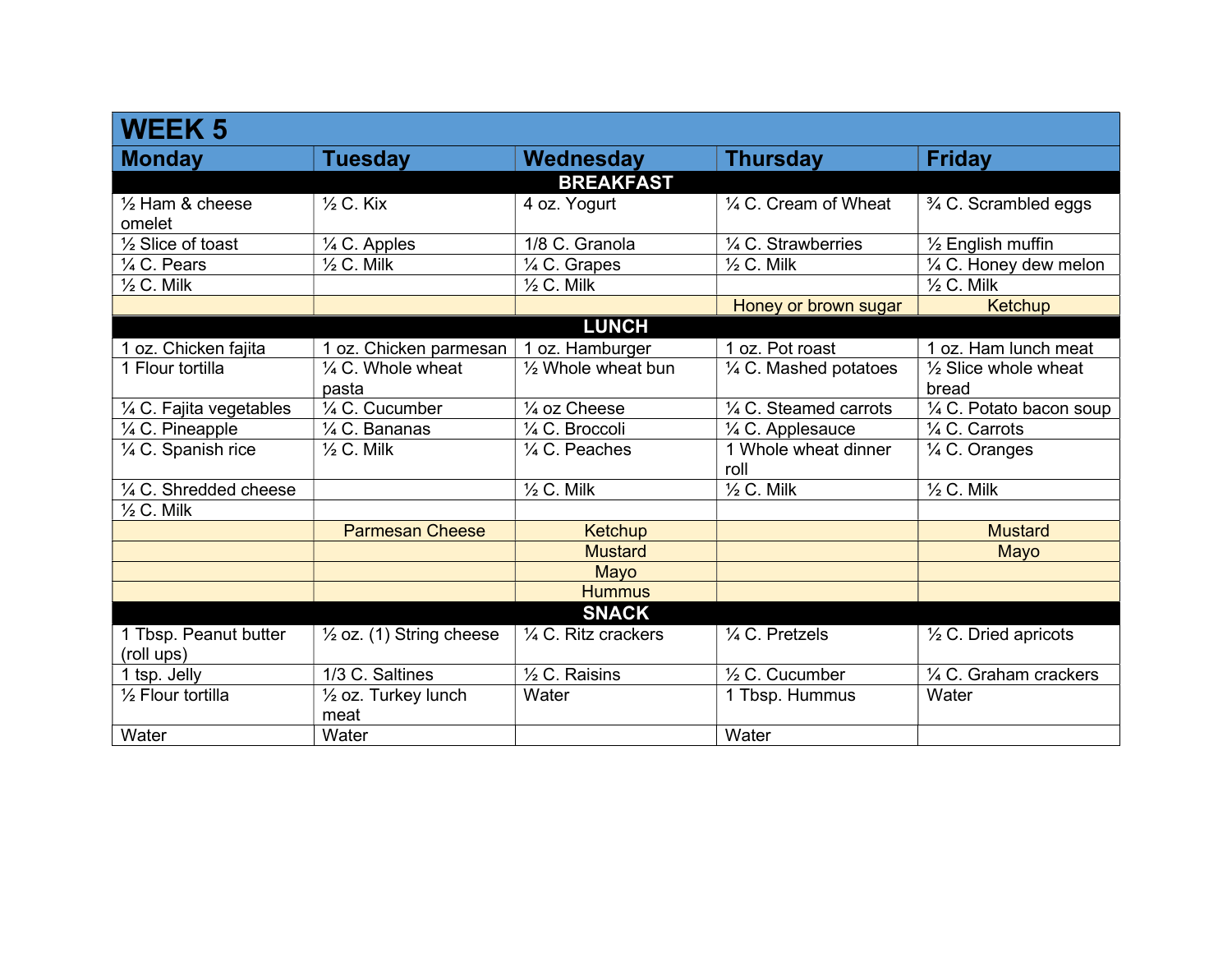| WEEK 5 | | | | |
|---|---|---|---|---|
| **Monday** | **Tuesday** | **Wednesday** | **Thursday** | **Friday** |
| | | **BREAKFAST** | | |
| ½ Ham & cheese omelet | ½ C. Kix | 4 oz. Yogurt | ¼ C. Cream of Wheat | ¾ C. Scrambled eggs |
| ½ Slice of toast | ¼ C. Apples | 1/8 C. Granola | ¼ C. Strawberries | ½ English muffin |
| ¼ C. Pears | ½ C. Milk | ¼ C. Grapes | ½ C. Milk | ¼ C. Honey dew melon |
| ½ C. Milk | | ½ C. Milk | | ½ C. Milk |
| | | | Honey or brown sugar | Ketchup |
| | | **LUNCH** | | |
| 1 oz. Chicken fajita | 1 oz. Chicken parmesan | 1 oz. Hamburger | 1 oz. Pot roast | 1 oz. Ham lunch meat |
| 1 Flour tortilla | ¼ C. Whole wheat pasta | ½ Whole wheat bun | ¼ C. Mashed potatoes | ½ Slice whole wheat bread |
| ¼ C. Fajita vegetables | ¼ C. Cucumber | ¼ oz Cheese | ¼ C. Steamed carrots | ¼ C. Potato bacon soup |
| ¼ C. Pineapple | ¼ C. Bananas | ¼ C. Broccoli | ¼ C. Applesauce | ¼ C. Carrots |
| ¼ C. Spanish rice | ½ C. Milk | ¼ C. Peaches | 1 Whole wheat dinner roll | ¼ C. Oranges |
| ¼ C. Shredded cheese | | ½ C. Milk | ½ C. Milk | ½ C. Milk |
| ½ C. Milk | | | | |
| | Parmesan Cheese | Ketchup | | Mustard |
| | | Mustard | | Mayo |
| | | Mayo | | |
| | | Hummus | | |
| | | **SNACK** | | |
| 1 Tbsp. Peanut butter (roll ups) | ½ oz. (1) String cheese | ¼ C. Ritz crackers | ¼ C. Pretzels | ½ C. Dried apricots |
| 1 tsp. Jelly | 1/3 C. Saltines | ½ C. Raisins | ½ C. Cucumber | ¼ C. Graham crackers |
| ½ Flour tortilla | ½ oz. Turkey lunch meat | Water | 1 Tbsp. Hummus | Water |
| Water | Water | | Water | |